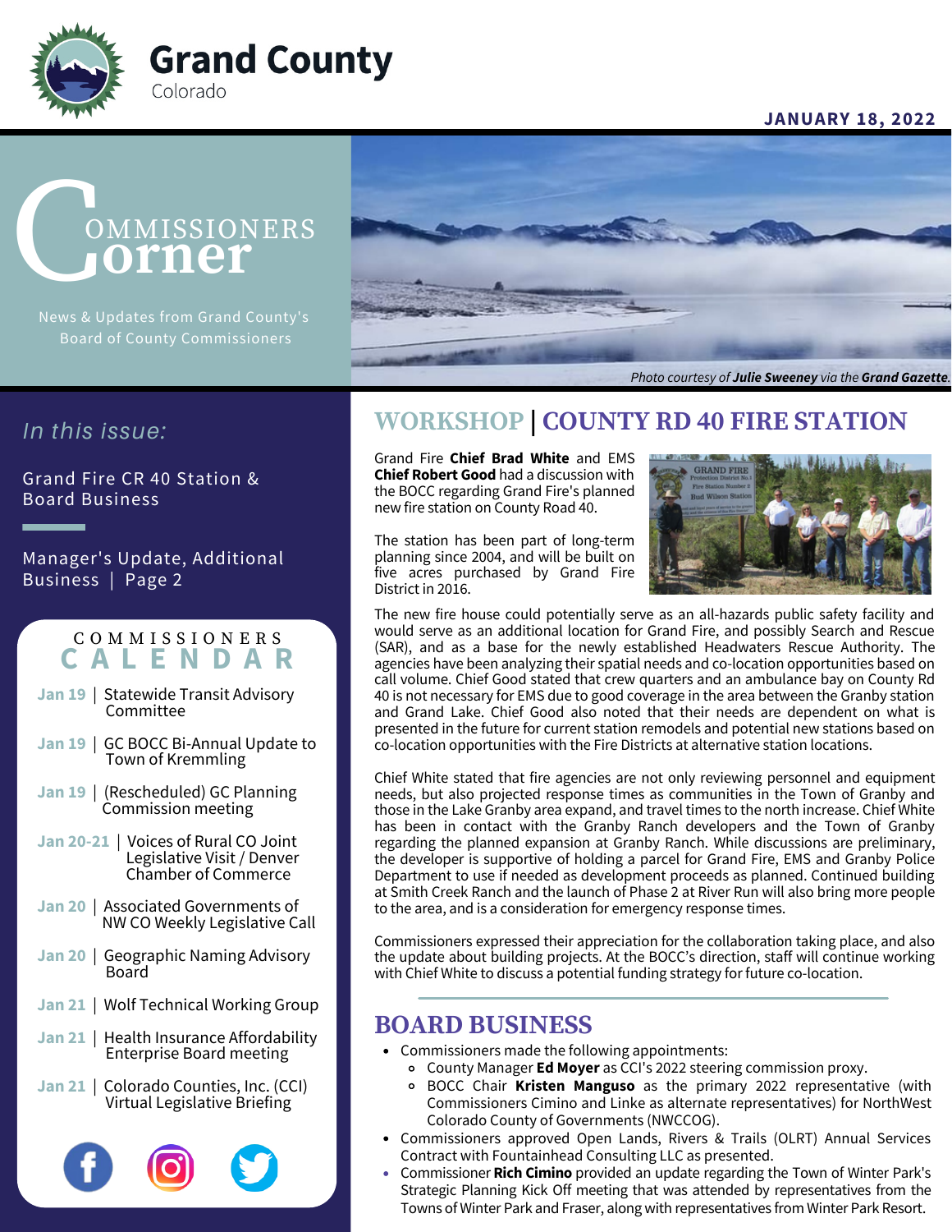# Grand County
Colorado

**JANUARY 18, 2022**

# Commissioners Corner

News & Updates from Grand County's Board of County Commissioners

*Photo courtesy of **Julie Sweeney** via the **Grand Gazette**.*

*In this issue:*

Grand Fire CR 40 Station & Board Business

Manager's Update, Additional Business | Page 2

## COMMISSIONERS CALENDAR

- **Jan 19** | Statewide Transit Advisory Committee
- **Jan 19** | GC BOCC Bi-Annual Update to Town of Kremmling
- **Jan 19** | (Rescheduled) GC Planning Commission meeting
- **Jan 20-21** | Voices of Rural CO Joint Legislative Visit / Denver Chamber of Commerce
- **Jan 20** | Associated Governments of NW CO Weekly Legislative Call
- **Jan 20** | Geographic Naming Advisory Board
- **Jan 21** | Wolf Technical Working Group
- **Jan 21** | Health Insurance Affordability Enterprise Board meeting
- **Jan 21** | Colorado Counties, Inc. (CCI) Virtual Legislative Briefing

## WORKSHOP | COUNTY RD 40 FIRE STATION

Grand Fire **Chief Brad White** and EMS **Chief Robert Good** had a discussion with the BOCC regarding Grand Fire's planned new fire station on County Road 40.

The station has been part of long-term planning since 2004, and will be built on five acres purchased by Grand Fire District in 2016.

The new fire house could potentially serve as an all-hazards public safety facility and would serve as an additional location for Grand Fire, and possibly Search and Rescue (SAR), and as a base for the newly established Headwaters Rescue Authority. The agencies have been analyzing their spatial needs and co-location opportunities based on call volume. Chief Good stated that crew quarters and an ambulance bay on County Rd 40 is not necessary for EMS due to good coverage in the area between the Granby station and Grand Lake. Chief Good also noted that their needs are dependent on what is presented in the future for current station remodels and potential new stations based on co-location opportunities with the Fire Districts at alternative station locations.

Chief White stated that fire agencies are not only reviewing personnel and equipment needs, but also projected response times as communities in the Town of Granby and those in the Lake Granby area expand, and travel times to the north increase. Chief White has been in contact with the Granby Ranch developers and the Town of Granby regarding the planned expansion at Granby Ranch. While discussions are preliminary, the developer is supportive of holding a parcel for Grand Fire, EMS and Granby Police Department to use if needed as development proceeds as planned. Continued building at Smith Creek Ranch and the launch of Phase 2 at River Run will also bring more people to the area, and is a consideration for emergency response times.

Commissioners expressed their appreciation for the collaboration taking place, and also the update about building projects. At the BOCC's direction, staff will continue working with Chief White to discuss a potential funding strategy for future co-location.

## BOARD BUSINESS

- Commissioners made the following appointments:
  - County Manager **Ed Moyer** as CCI's 2022 steering commission proxy.
  - BOCC Chair **Kristen Manguso** as the primary 2022 representative (with Commissioners Cimino and Linke as alternate representatives) for NorthWest Colorado County of Governments (NWCCOG).
- Commissioners approved Open Lands, Rivers & Trails (OLRT) Annual Services Contract with Fountainhead Consulting LLC as presented.
- Commissioner **Rich Cimino** provided an update regarding the Town of Winter Park's Strategic Planning Kick Off meeting that was attended by representatives from the Towns of Winter Park and Fraser, along with representatives from Winter Park Resort.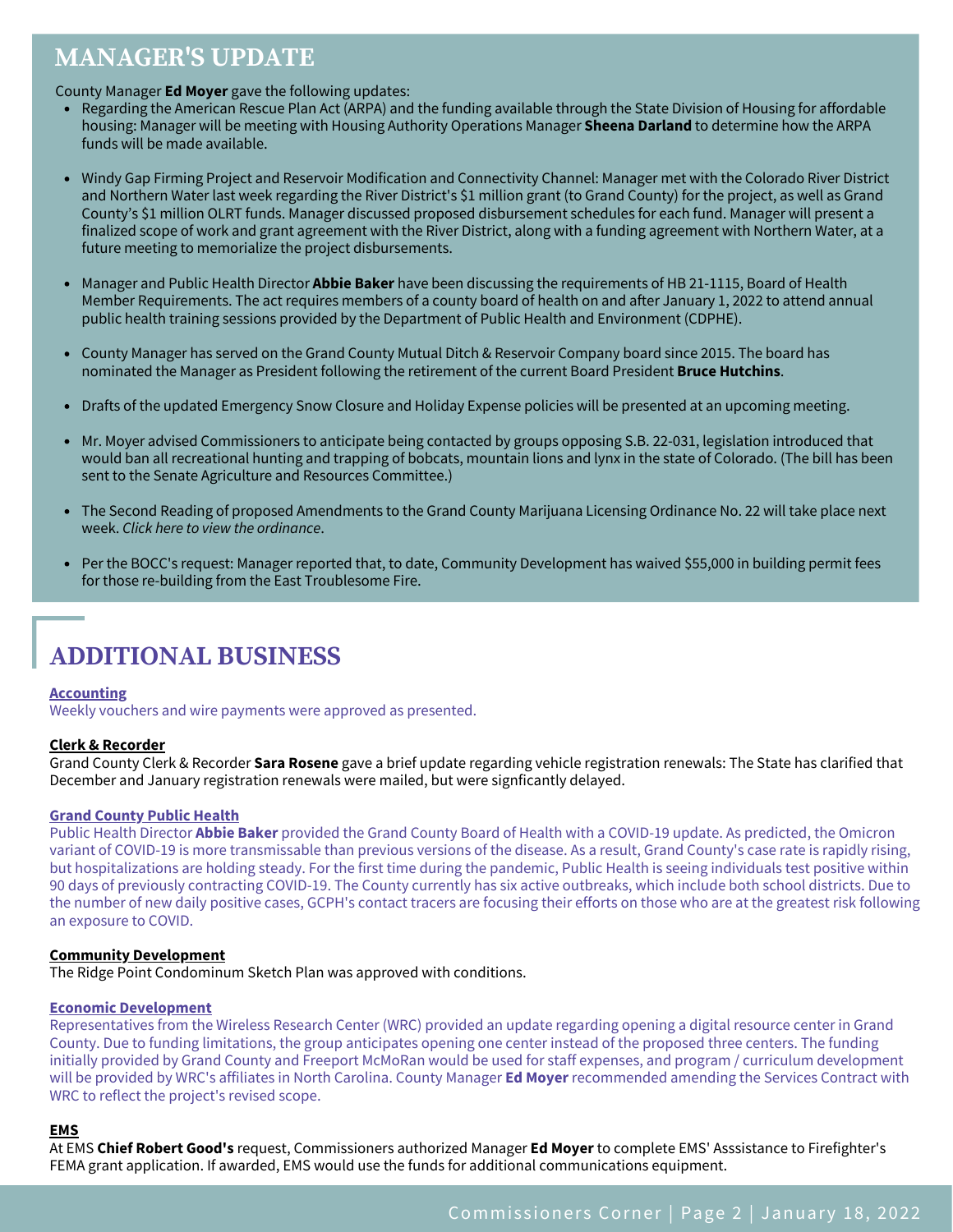## MANAGER'S UPDATE

County Manager **Ed Moyer** gave the following updates:

- Regarding the American Rescue Plan Act (ARPA) and the funding available through the State Division of Housing for affordable housing: Manager will be meeting with Housing Authority Operations Manager **Sheena Darland** to determine how the ARPA funds will be made available.
- Windy Gap Firming Project and Reservoir Modification and Connectivity Channel: Manager met with the Colorado River District and Northern Water last week regarding the River District's $1 million grant (to Grand County) for the project, as well as Grand County's $1 million OLRT funds. Manager discussed proposed disbursement schedules for each fund. Manager will present a finalized scope of work and grant agreement with the River District, along with a funding agreement with Northern Water, at a future meeting to memorialize the project disbursements.
- Manager and Public Health Director **Abbie Baker** have been discussing the requirements of HB 21-1115, Board of Health Member Requirements. The act requires members of a county board of health on and after January 1, 2022 to attend annual public health training sessions provided by the Department of Public Health and Environment (CDPHE).
- County Manager has served on the Grand County Mutual Ditch & Reservoir Company board since 2015. The board has nominated the Manager as President following the retirement of the current Board President **Bruce Hutchins**.
- Drafts of the updated Emergency Snow Closure and Holiday Expense policies will be presented at an upcoming meeting.
- Mr. Moyer advised Commissioners to anticipate being contacted by groups opposing S.B. 22-031, legislation introduced that would ban all recreational hunting and trapping of bobcats, mountain lions and lynx in the state of Colorado. (The bill has been sent to the Senate Agriculture and Resources Committee.)
- The Second Reading of proposed Amendments to the Grand County Marijuana Licensing Ordinance No. 22 will take place next week. *Click here to view the ordinance*.
- Per the BOCC's request: Manager reported that, to date, Community Development has waived $55,000 in building permit fees for those re-building from the East Troublesome Fire.

## ADDITIONAL BUSINESS

**Accounting**

Weekly vouchers and wire payments were approved as presented.

**Clerk & Recorder**

Grand County Clerk & Recorder **Sara Rosene** gave a brief update regarding vehicle registration renewals: The State has clarified that December and January registration renewals were mailed, but were signficantly delayed.

**Grand County Public Health**

Public Health Director **Abbie Baker** provided the Grand County Board of Health with a COVID-19 update. As predicted, the Omicron variant of COVID-19 is more transmissable than previous versions of the disease. As a result, Grand County's case rate is rapidly rising, but hospitalizations are holding steady. For the first time during the pandemic, Public Health is seeing individuals test positive within 90 days of previously contracting COVID-19. The County currently has six active outbreaks, which include both school districts. Due to the number of new daily positive cases, GCPH's contact tracers are focusing their efforts on those who are at the greatest risk following an exposure to COVID.

**Community Development**

The Ridge Point Condominum Sketch Plan was approved with conditions.

**Economic Development**

Representatives from the Wireless Research Center (WRC) provided an update regarding opening a digital resource center in Grand County. Due to funding limitations, the group anticipates opening one center instead of the proposed three centers. The funding initially provided by Grand County and Freeport McMoRan would be used for staff expenses, and program / curriculum development will be provided by WRC's affiliates in North Carolina. County Manager **Ed Moyer** recommended amending the Services Contract with WRC to reflect the project's revised scope.

**EMS**

At EMS **Chief Robert Good's** request, Commissioners authorized Manager **Ed Moyer** to complete EMS' Asssistance to Firefighter's FEMA grant application. If awarded, EMS would use the funds for additional communications equipment.